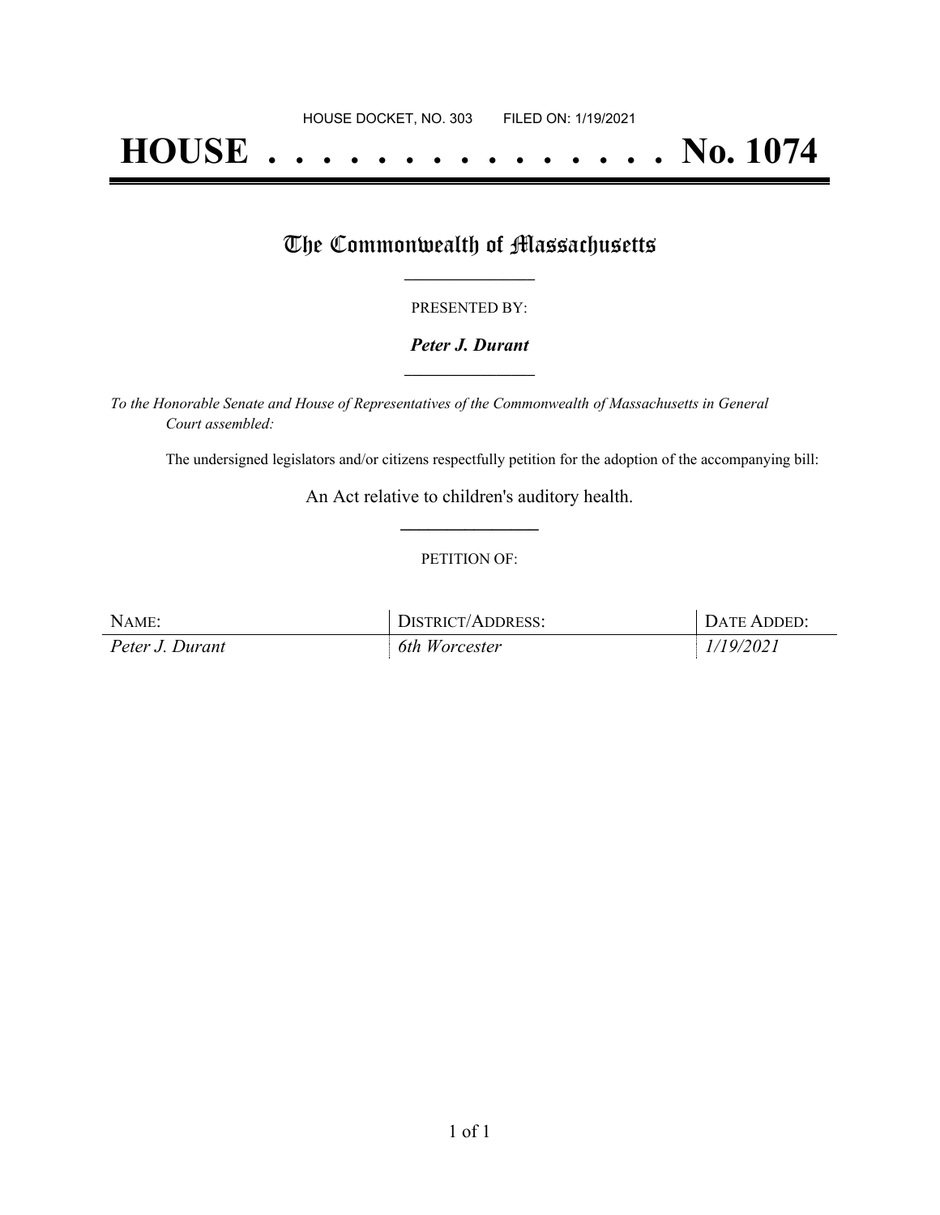HOUSE DOCKET, NO. 303 FILED ON: 1/19/2021

# HOUSE . . . . . . . . . . . . . . . No. 1074

## The Commonwealth of Massachusetts

PRESENTED BY:

***Peter J. Durant***

*To the Honorable Senate and House of Representatives of the Commonwealth of Massachusetts in General Court assembled:*

The undersigned legislators and/or citizens respectfully petition for the adoption of the accompanying bill:

An Act relative to children's auditory health.

PETITION OF:

| NAME: | DISTRICT/ADDRESS: | DATE ADDED: |
|---|---|---|
| *Peter J. Durant* | *6th Worcester* | *1/19/2021* |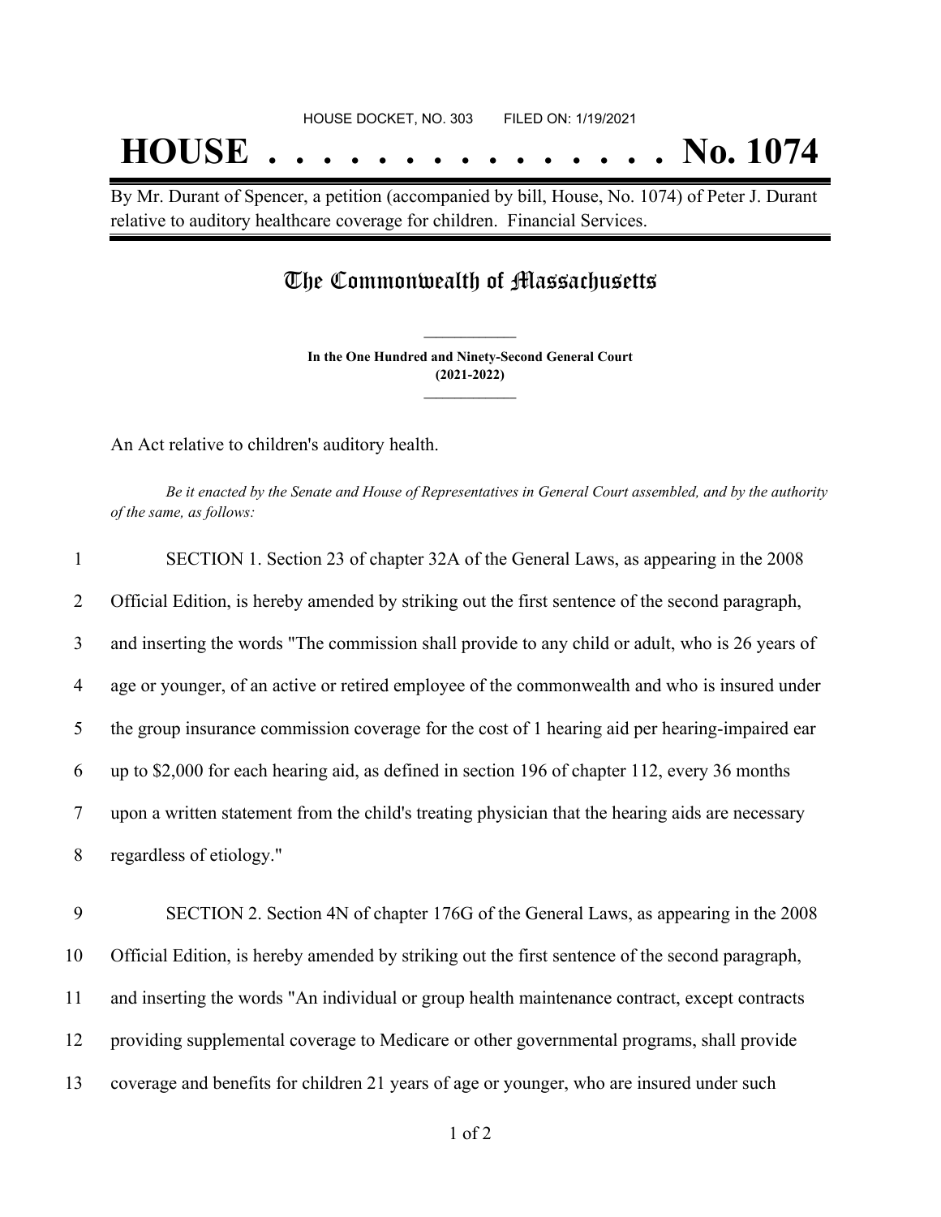HOUSE DOCKET, NO. 303 FILED ON: 1/19/2021

# HOUSE . . . . . . . . . . . . . . . No. 1074

By Mr. Durant of Spencer, a petition (accompanied by bill, House, No. 1074) of Peter J. Durant relative to auditory healthcare coverage for children. Financial Services.

## The Commonwealth of Massachusetts

**In the One Hundred and Ninety-Second General Court**
**(2021-2022)**

An Act relative to children's auditory health.

*Be it enacted by the Senate and House of Representatives in General Court assembled, and by the authority of the same, as follows:*

1 SECTION 1. Section 23 of chapter 32A of the General Laws, as appearing in the 2008
2 Official Edition, is hereby amended by striking out the first sentence of the second paragraph,
3 and inserting the words "The commission shall provide to any child or adult, who is 26 years of
4 age or younger, of an active or retired employee of the commonwealth and who is insured under
5 the group insurance commission coverage for the cost of 1 hearing aid per hearing-impaired ear
6 up to $2,000 for each hearing aid, as defined in section 196 of chapter 112, every 36 months
7 upon a written statement from the child's treating physician that the hearing aids are necessary
8 regardless of etiology."

9 SECTION 2. Section 4N of chapter 176G of the General Laws, as appearing in the 2008
10 Official Edition, is hereby amended by striking out the first sentence of the second paragraph,
11 and inserting the words "An individual or group health maintenance contract, except contracts
12 providing supplemental coverage to Medicare or other governmental programs, shall provide
13 coverage and benefits for children 21 years of age or younger, who are insured under such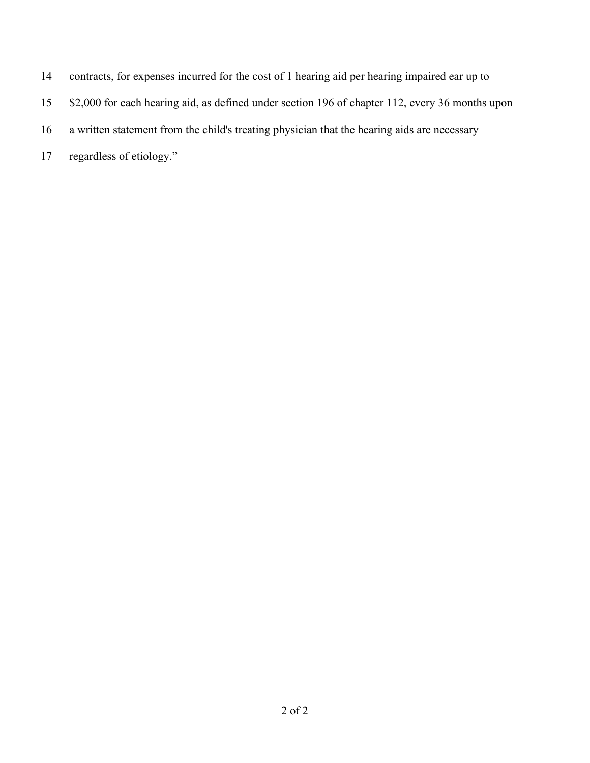contracts, for expenses incurred for the cost of 1 hearing aid per hearing impaired ear up to $2,000 for each hearing aid, as defined under section 196 of chapter 112, every 36 months upon a written statement from the child's treating physician that the hearing aids are necessary regardless of etiology."